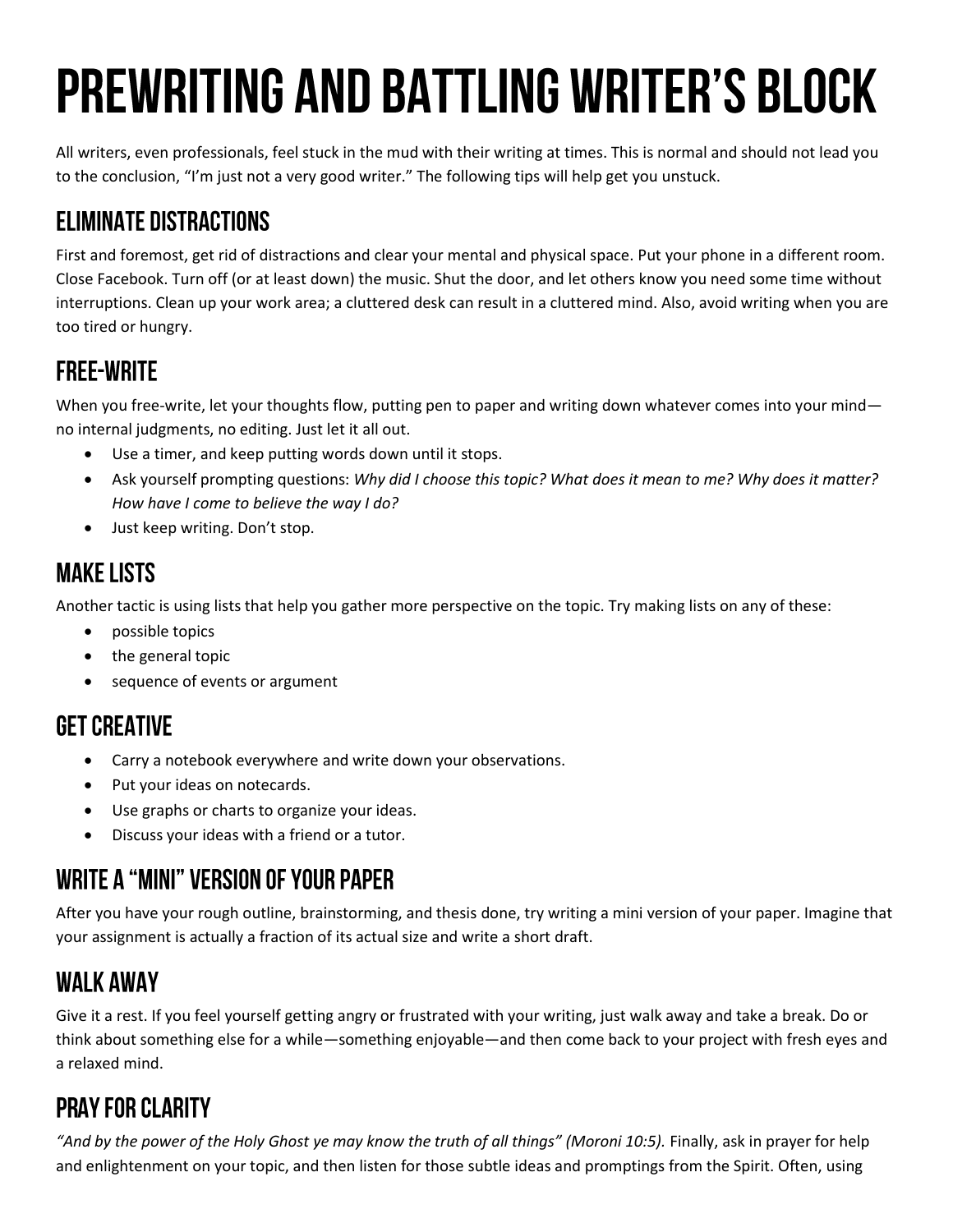# PREWRITING AND BATTLING WRITER'S BLOCK

All writers, even professionals, feel stuck in the mud with their writing at times. This is normal and should not lead you to the conclusion, "I'm just not a very good writer." The following tips will help get you unstuck.

## ELIMINATE DISTRACTIONS

First and foremost, get rid of distractions and clear your mental and physical space. Put your phone in a different room. Close Facebook. Turn off (or at least down) the music. Shut the door, and let others know you need some time without interruptions. Clean up your work area; a cluttered desk can result in a cluttered mind. Also, avoid writing when you are too tired or hungry.

## FREE-WRITE

When you free-write, let your thoughts flow, putting pen to paper and writing down whatever comes into your mind—no internal judgments, no editing. Just let it all out.

- Use a timer, and keep putting words down until it stops.
- Ask yourself prompting questions: *Why did I choose this topic? What does it mean to me? Why does it matter? How have I come to believe the way I do?*
- Just keep writing. Don't stop.

## MAKE LISTS

Another tactic is using lists that help you gather more perspective on the topic. Try making lists on any of these:

- possible topics
- the general topic
- sequence of events or argument

## GET CREATIVE

- Carry a notebook everywhere and write down your observations.
- Put your ideas on notecards.
- Use graphs or charts to organize your ideas.
- Discuss your ideas with a friend or a tutor.

## WRITE A "MINI" VERSION OF YOUR PAPER

After you have your rough outline, brainstorming, and thesis done, try writing a mini version of your paper. Imagine that your assignment is actually a fraction of its actual size and write a short draft.

## WALK AWAY

Give it a rest. If you feel yourself getting angry or frustrated with your writing, just walk away and take a break. Do or think about something else for a while—something enjoyable—and then come back to your project with fresh eyes and a relaxed mind.

## PRAY FOR CLARITY

*"And by the power of the Holy Ghost ye may know the truth of all things" (Moroni 10:5).* Finally, ask in prayer for help and enlightenment on your topic, and then listen for those subtle ideas and promptings from the Spirit. Often, using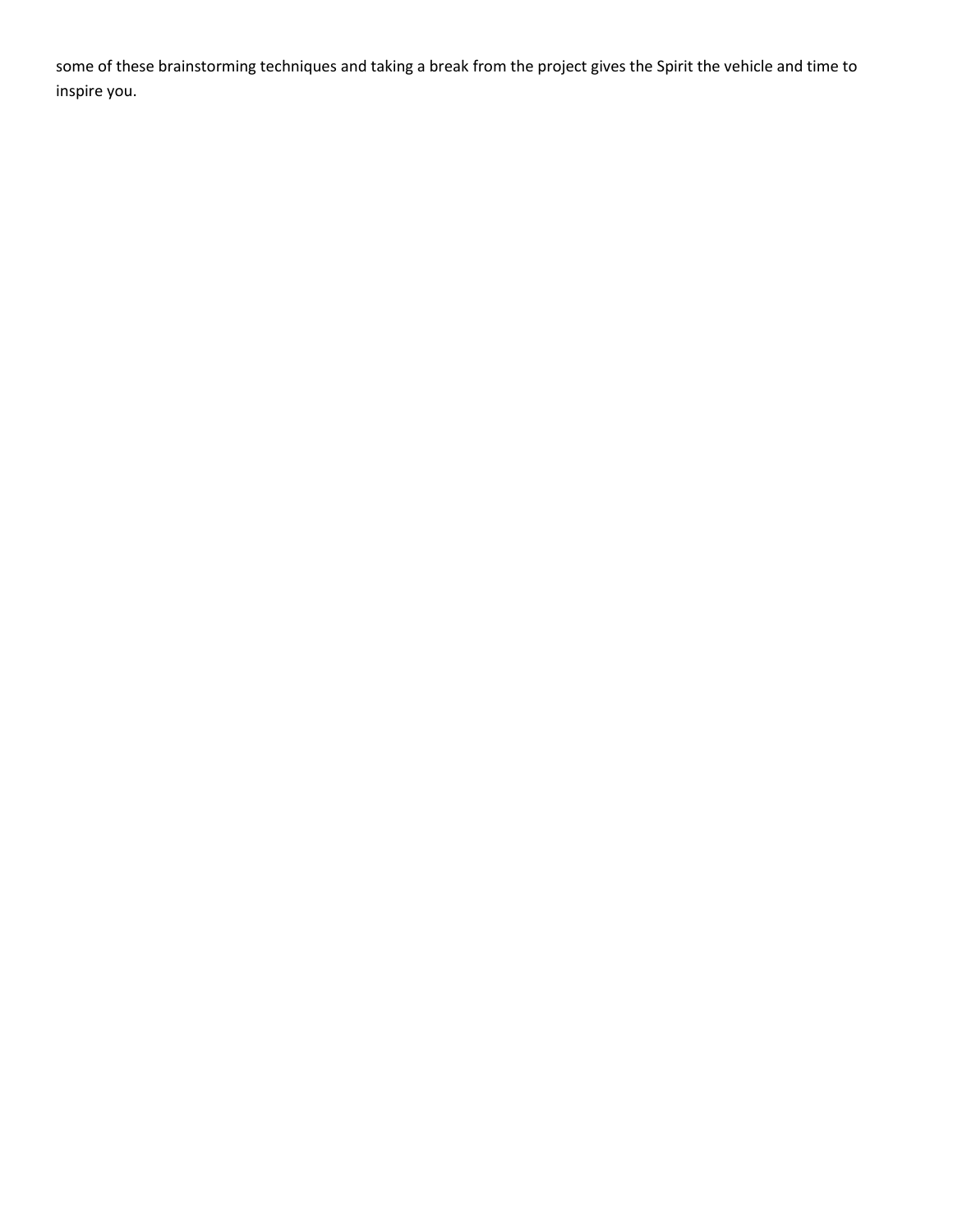some of these brainstorming techniques and taking a break from the project gives the Spirit the vehicle and time to inspire you.